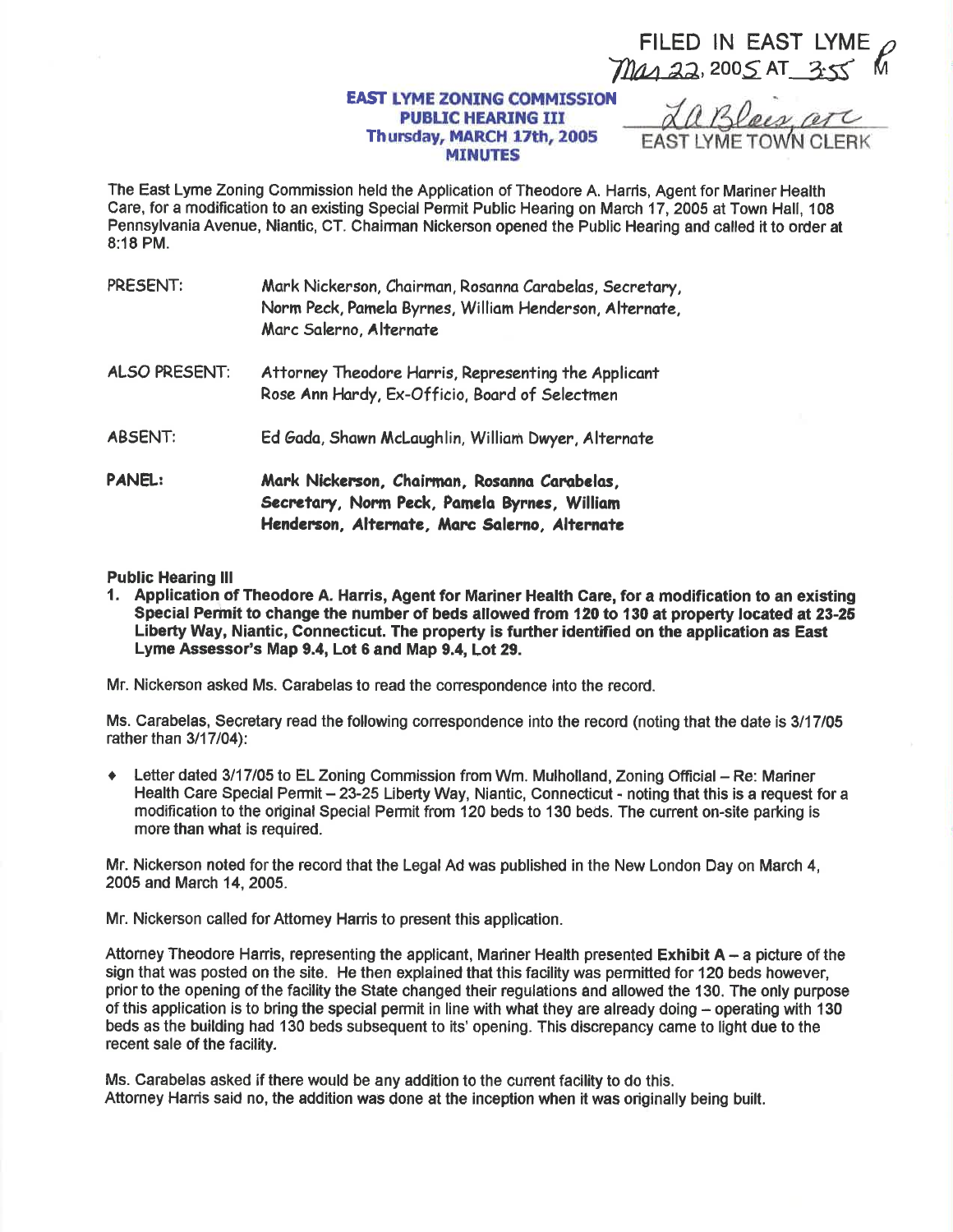FILED IN EAST LYME
Mar 22, 2005 AT 3:55 PM
La Blois, arc
EAST LYME TOWN CLERK

# EAST LYME ZONING COMMISSION
## PUBLIC HEARING III
## Thursday, MARCH 17th, 2005
## MINUTES

The East Lyme Zoning Commission held the Application of Theodore A. Harris, Agent for Mariner Health Care, for a modification to an existing Special Permit Public Hearing on March 17, 2005 at Town Hall, 108 Pennsylvania Avenue, Niantic, CT. Chairman Nickerson opened the Public Hearing and called it to order at 8:18 PM.

PRESENT: Mark Nickerson, Chairman, Rosanna Carabelas, Secretary, Norm Peck, Pamela Byrnes, William Henderson, Alternate, Marc Salerno, Alternate

ALSO PRESENT: Attorney Theodore Harris, Representing the Applicant
Rose Ann Hardy, Ex-Officio, Board of Selectmen

ABSENT: Ed Gada, Shawn McLaughlin, William Dwyer, Alternate

**PANEL: Mark Nickerson, Chairman, Rosanna Carabelas, Secretary, Norm Peck, Pamela Byrnes, William Henderson, Alternate, Marc Salerno, Alternate**

**Public Hearing III**

1. **Application of Theodore A. Harris, Agent for Mariner Health Care, for a modification to an existing Special Permit to change the number of beds allowed from 120 to 130 at property located at 23-25 Liberty Way, Niantic, Connecticut. The property is further identified on the application as East Lyme Assessor's Map 9.4, Lot 6 and Map 9.4, Lot 29.**

Mr. Nickerson asked Ms. Carabelas to read the correspondence into the record.

Ms. Carabelas, Secretary read the following correspondence into the record (noting that the date is 3/17/05 rather than 3/17/04):

- Letter dated 3/17/05 to EL Zoning Commission from Wm. Mulholland, Zoning Official – Re: Mariner Health Care Special Permit – 23-25 Liberty Way, Niantic, Connecticut - noting that this is a request for a modification to the original Special Permit from 120 beds to 130 beds. The current on-site parking is more than what is required.

Mr. Nickerson noted for the record that the Legal Ad was published in the New London Day on March 4, 2005 and March 14, 2005.

Mr. Nickerson called for Attorney Harris to present this application.

Attorney Theodore Harris, representing the applicant, Mariner Health presented **Exhibit A** – a picture of the sign that was posted on the site. He then explained that this facility was permitted for 120 beds however, prior to the opening of the facility the State changed their regulations and allowed the 130. The only purpose of this application is to bring the special permit in line with what they are already doing – operating with 130 beds as the building had 130 beds subsequent to its' opening. This discrepancy came to light due to the recent sale of the facility.

Ms. Carabelas asked if there would be any addition to the current facility to do this.
Attorney Harris said no, the addition was done at the inception when it was originally being built.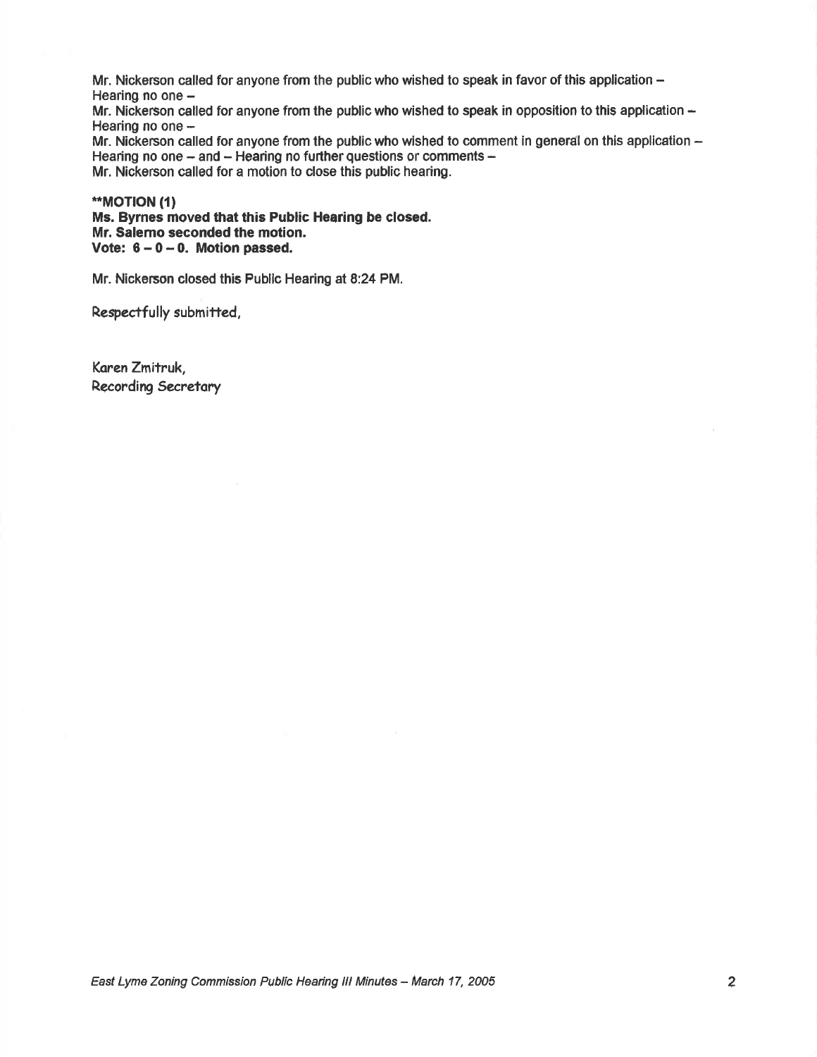Mr. Nickerson called for anyone from the public who wished to speak in favor of this application – Hearing no one –

Mr. Nickerson called for anyone from the public who wished to speak in opposition to this application – Hearing no one –

Mr. Nickerson called for anyone from the public who wished to comment in general on this application – Hearing no one – and – Hearing no further questions or comments –

Mr. Nickerson called for a motion to close this public hearing.

****MOTION (1)**
**Ms. Byrnes moved that this Public Hearing be closed.**
**Mr. Salerno seconded the motion.**
**Vote: 6 – 0 – 0. Motion passed.**

Mr. Nickerson closed this Public Hearing at 8:24 PM.

Respectfully submitted,

Karen Zmitruk,
Recording Secretary